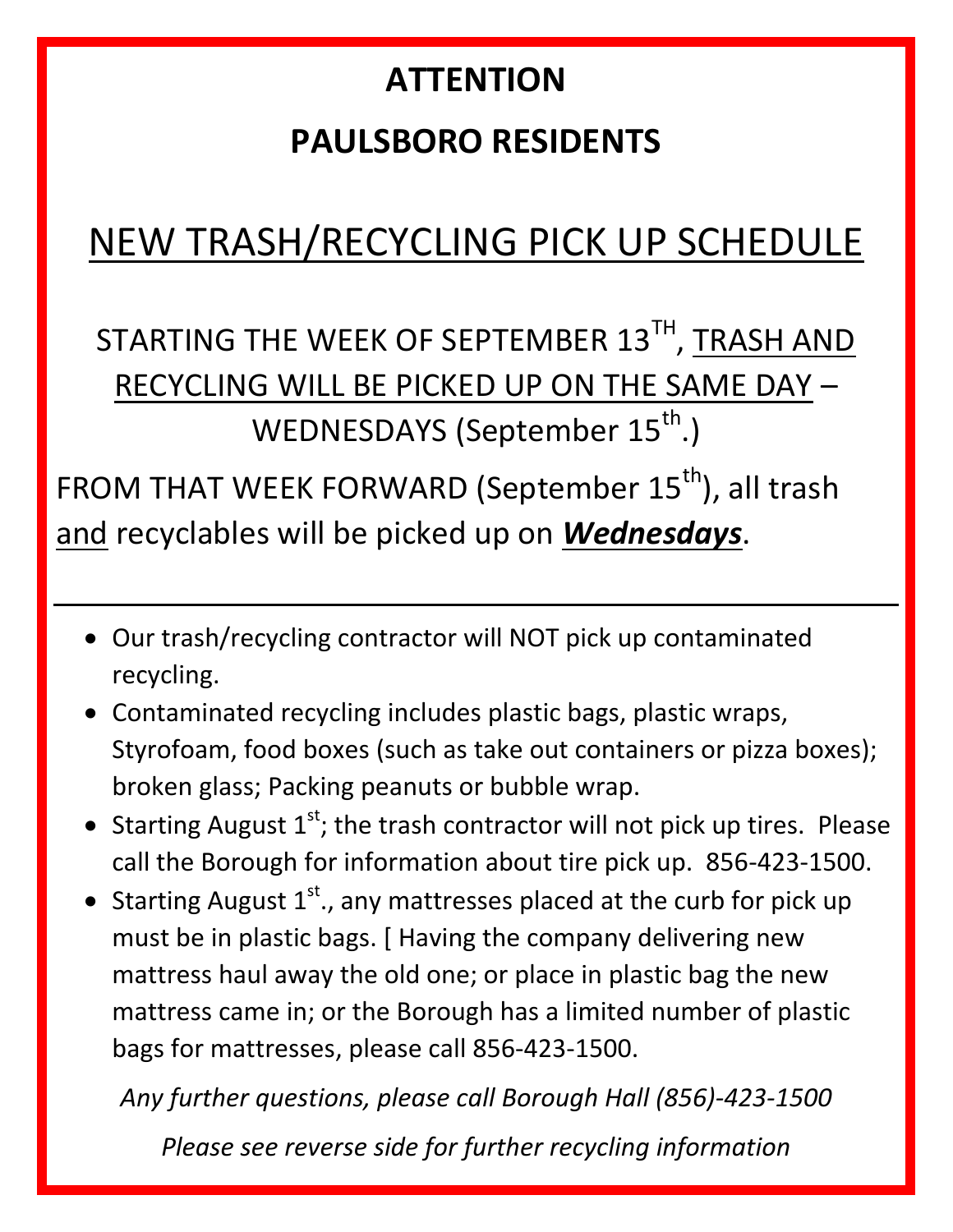# ATTENTION

# PAULSBORO RESIDENTS

## NEW TRASH/RECYCLING PICK UP SCHEDULE

STARTING THE WEEK OF SEPTEMBER 13TH, TRASH AND RECYCLING WILL BE PICKED UP ON THE SAME DAY – WEDNESDAYS (September 15th.)

FROM THAT WEEK FORWARD (September 15th), all trash and recyclables will be picked up on ***Wednesdays***.

---

- Our trash/recycling contractor will NOT pick up contaminated recycling.
- Contaminated recycling includes plastic bags, plastic wraps, Styrofoam, food boxes (such as take out containers or pizza boxes); broken glass; Packing peanuts or bubble wrap.
- Starting August 1st; the trash contractor will not pick up tires. Please call the Borough for information about tire pick up. 856-423-1500.
- Starting August 1st., any mattresses placed at the curb for pick up must be in plastic bags. [ Having the company delivering new mattress haul away the old one; or place in plastic bag the new mattress came in; or the Borough has a limited number of plastic bags for mattresses, please call 856-423-1500.

*Any further questions, please call Borough Hall (856)-423-1500*

*Please see reverse side for further recycling information*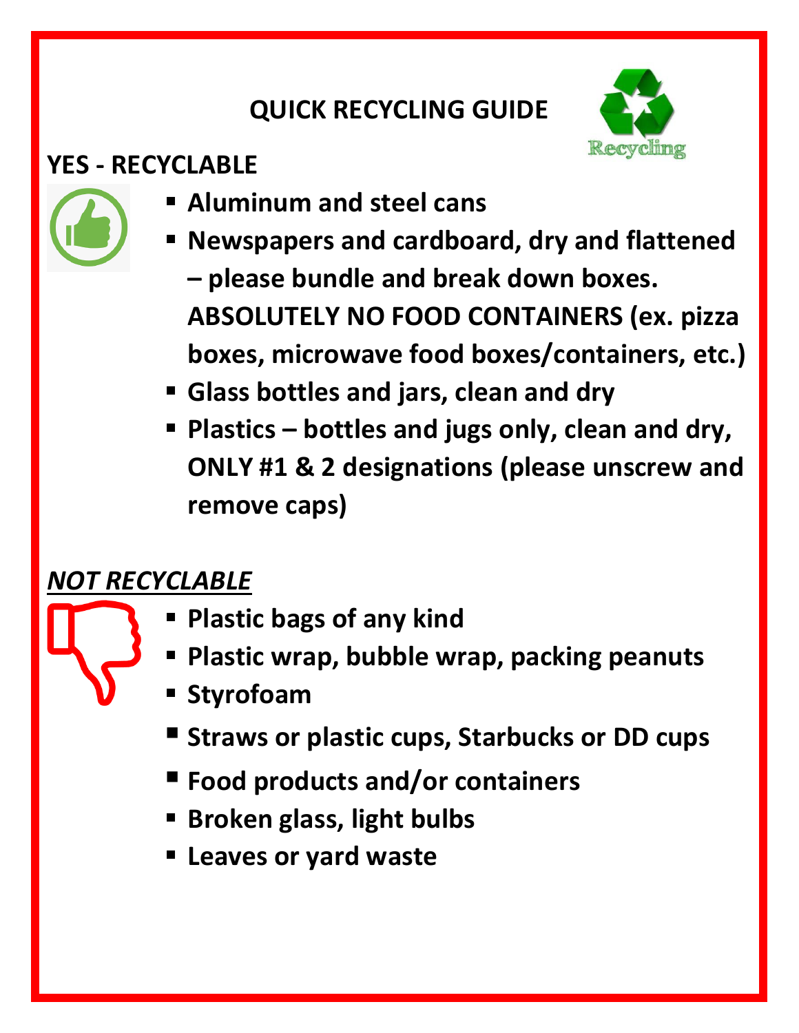# QUICK RECYCLING GUIDE

Recycling

## YES - RECYCLABLE

- **Aluminum and steel cans**
- **Newspapers and cardboard, dry and flattened – please bundle and break down boxes. ABSOLUTELY NO FOOD CONTAINERS (ex. pizza boxes, microwave food boxes/containers, etc.)**
- **Glass bottles and jars, clean and dry**
- **Plastics – bottles and jugs only, clean and dry, ONLY #1 & 2 designations (please unscrew and remove caps)**

## ***NOT RECYCLABLE***

- **Plastic bags of any kind**
- **Plastic wrap, bubble wrap, packing peanuts**
- **Styrofoam**
- **Straws or plastic cups, Starbucks or DD cups**
- **Food products and/or containers**
- **Broken glass, light bulbs**
- **Leaves or yard waste**